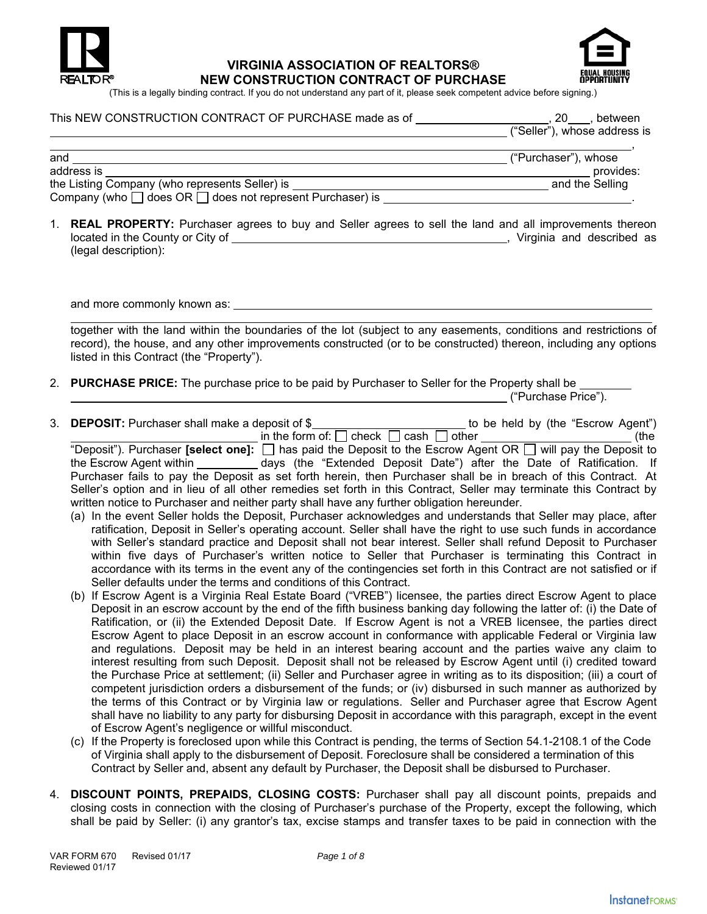# VIRGINIA ASSOCIATION OF REALTORS®
# NEW CONSTRUCTION CONTRACT OF PURCHASE

(This is a legally binding contract. If you do not understand any part of it, please seek competent advice before signing.)

This NEW CONSTRUCTION CONTRACT OF PURCHASE made as of ____________________, 20___, between ____________________________________________________________ ("Seller"), whose address is ____________________________________________________________, and ____________________________________________________________ ("Purchaser"), whose address is ____________________________________________________________ provides: the Listing Company (who represents Seller) is ________________________________ and the Selling Company (who ☐ does OR ☐ does not represent Purchaser) is ________________________________.

1. **REAL PROPERTY:** Purchaser agrees to buy and Seller agrees to sell the land and all improvements thereon located in the County or City of ________________________________, Virginia and described as (legal description):

   and more commonly known as: ____________________________________________________________

   together with the land within the boundaries of the lot (subject to any easements, conditions and restrictions of record), the house, and any other improvements constructed (or to be constructed) thereon, including any options listed in this Contract (the "Property").

2. **PURCHASE PRICE:** The purchase price to be paid by Purchaser to Seller for the Property shall be ________ ____________________________________________________________ ("Purchase Price").

3. **DEPOSIT:** Purchaser shall make a deposit of $____________________ to be held by (the "Escrow Agent") ____________________ in the form of: ☐ check ☐ cash ☐ other ____________________ (the "Deposit"). Purchaser **[select one]:** ☐ has paid the Deposit to the Escrow Agent OR ☐ will pay the Deposit to the Escrow Agent within ________ days (the "Extended Deposit Date") after the Date of Ratification. If Purchaser fails to pay the Deposit as set forth herein, then Purchaser shall be in breach of this Contract. At Seller's option and in lieu of all other remedies set forth in this Contract, Seller may terminate this Contract by written notice to Purchaser and neither party shall have any further obligation hereunder.

   (a) In the event Seller holds the Deposit, Purchaser acknowledges and understands that Seller may place, after ratification, Deposit in Seller's operating account. Seller shall have the right to use such funds in accordance with Seller's standard practice and Deposit shall not bear interest. Seller shall refund Deposit to Purchaser within five days of Purchaser's written notice to Seller that Purchaser is terminating this Contract in accordance with its terms in the event any of the contingencies set forth in this Contract are not satisfied or if Seller defaults under the terms and conditions of this Contract.

   (b) If Escrow Agent is a Virginia Real Estate Board ("VREB") licensee, the parties direct Escrow Agent to place Deposit in an escrow account by the end of the fifth business banking day following the latter of: (i) the Date of Ratification, or (ii) the Extended Deposit Date. If Escrow Agent is not a VREB licensee, the parties direct Escrow Agent to place Deposit in an escrow account in conformance with applicable Federal or Virginia law and regulations. Deposit may be held in an interest bearing account and the parties waive any claim to interest resulting from such Deposit. Deposit shall not be released by Escrow Agent until (i) credited toward the Purchase Price at settlement; (ii) Seller and Purchaser agree in writing as to its disposition; (iii) a court of competent jurisdiction orders a disbursement of the funds; or (iv) disbursed in such manner as authorized by the terms of this Contract or by Virginia law or regulations. Seller and Purchaser agree that Escrow Agent shall have no liability to any party for disbursing Deposit in accordance with this paragraph, except in the event of Escrow Agent's negligence or willful misconduct.

   (c) If the Property is foreclosed upon while this Contract is pending, the terms of Section 54.1-2108.1 of the Code of Virginia shall apply to the disbursement of Deposit. Foreclosure shall be considered a termination of this Contract by Seller and, absent any default by Purchaser, the Deposit shall be disbursed to Purchaser.

4. **DISCOUNT POINTS, PREPAIDS, CLOSING COSTS:** Purchaser shall pay all discount points, prepaids and closing costs in connection with the closing of Purchaser's purchase of the Property, except the following, which shall be paid by Seller: (i) any grantor's tax, excise stamps and transfer taxes to be paid in connection with the

VAR FORM 670 Revised 01/17
Reviewed 01/17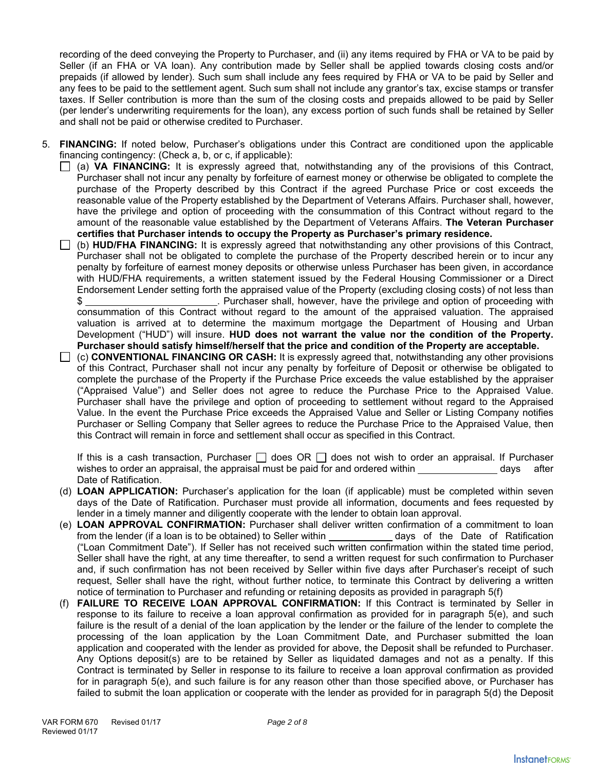recording of the deed conveying the Property to Purchaser, and (ii) any items required by FHA or VA to be paid by Seller (if an FHA or VA loan). Any contribution made by Seller shall be applied towards closing costs and/or prepaids (if allowed by lender). Such sum shall include any fees required by FHA or VA to be paid by Seller and any fees to be paid to the settlement agent. Such sum shall not include any grantor's tax, excise stamps or transfer taxes. If Seller contribution is more than the sum of the closing costs and prepaids allowed to be paid by Seller (per lender's underwriting requirements for the loan), any excess portion of such funds shall be retained by Seller and shall not be paid or otherwise credited to Purchaser.

5. **FINANCING:** If noted below, Purchaser's obligations under this Contract are conditioned upon the applicable financing contingency: (Check a, b, or c, if applicable):

   ☐ (a) **VA FINANCING:** It is expressly agreed that, notwithstanding any of the provisions of this Contract, Purchaser shall not incur any penalty by forfeiture of earnest money or otherwise be obligated to complete the purchase of the Property described by this Contract if the agreed Purchase Price or cost exceeds the reasonable value of the Property established by the Department of Veterans Affairs. Purchaser shall, however, have the privilege and option of proceeding with the consummation of this Contract without regard to the amount of the reasonable value established by the Department of Veterans Affairs. **The Veteran Purchaser certifies that Purchaser intends to occupy the Property as Purchaser's primary residence.**

   ☐ (b) **HUD/FHA FINANCING:** It is expressly agreed that notwithstanding any other provisions of this Contract, Purchaser shall not be obligated to complete the purchase of the Property described herein or to incur any penalty by forfeiture of earnest money deposits or otherwise unless Purchaser has been given, in accordance with HUD/FHA requirements, a written statement issued by the Federal Housing Commissioner or a Direct Endorsement Lender setting forth the appraised value of the Property (excluding closing costs) of not less than $ ________________________. Purchaser shall, however, have the privilege and option of proceeding with consummation of this Contract without regard to the amount of the appraised valuation. The appraised valuation is arrived at to determine the maximum mortgage the Department of Housing and Urban Development ("HUD") will insure. **HUD does not warrant the value nor the condition of the Property. Purchaser should satisfy himself/herself that the price and condition of the Property are acceptable.**

   ☐ (c) **CONVENTIONAL FINANCING OR CASH:** It is expressly agreed that, notwithstanding any other provisions of this Contract, Purchaser shall not incur any penalty by forfeiture of Deposit or otherwise be obligated to complete the purchase of the Property if the Purchase Price exceeds the value established by the appraiser ("Appraised Value") and Seller does not agree to reduce the Purchase Price to the Appraised Value. Purchaser shall have the privilege and option of proceeding to settlement without regard to the Appraised Value. In the event the Purchase Price exceeds the Appraised Value and Seller or Listing Company notifies Purchaser or Selling Company that Seller agrees to reduce the Purchase Price to the Appraised Value, then this Contract will remain in force and settlement shall occur as specified in this Contract.

   If this is a cash transaction, Purchaser ☐ does OR ☐ does not wish to order an appraisal. If Purchaser wishes to order an appraisal, the appraisal must be paid for and ordered within _______________ days after Date of Ratification.

   (d) **LOAN APPLICATION:** Purchaser's application for the loan (if applicable) must be completed within seven days of the Date of Ratification. Purchaser must provide all information, documents and fees requested by lender in a timely manner and diligently cooperate with the lender to obtain loan approval.

   (e) **LOAN APPROVAL CONFIRMATION:** Purchaser shall deliver written confirmation of a commitment to loan from the lender (if a loan is to be obtained) to Seller within ____________ days of the Date of Ratification ("Loan Commitment Date"). If Seller has not received such written confirmation within the stated time period, Seller shall have the right, at any time thereafter, to send a written request for such confirmation to Purchaser and, if such confirmation has not been received by Seller within five days after Purchaser's receipt of such request, Seller shall have the right, without further notice, to terminate this Contract by delivering a written notice of termination to Purchaser and refunding or retaining deposits as provided in paragraph 5(f)

   (f) **FAILURE TO RECEIVE LOAN APPROVAL CONFIRMATION:** If this Contract is terminated by Seller in response to its failure to receive a loan approval confirmation as provided for in paragraph 5(e), and such failure is the result of a denial of the loan application by the lender or the failure of the lender to complete the processing of the loan application by the Loan Commitment Date, and Purchaser submitted the loan application and cooperated with the lender as provided for above, the Deposit shall be refunded to Purchaser. Any Options deposit(s) are to be retained by Seller as liquidated damages and not as a penalty. If this Contract is terminated by Seller in response to its failure to receive a loan approval confirmation as provided for in paragraph 5(e), and such failure is for any reason other than those specified above, or Purchaser has failed to submit the loan application or cooperate with the lender as provided for in paragraph 5(d) the Deposit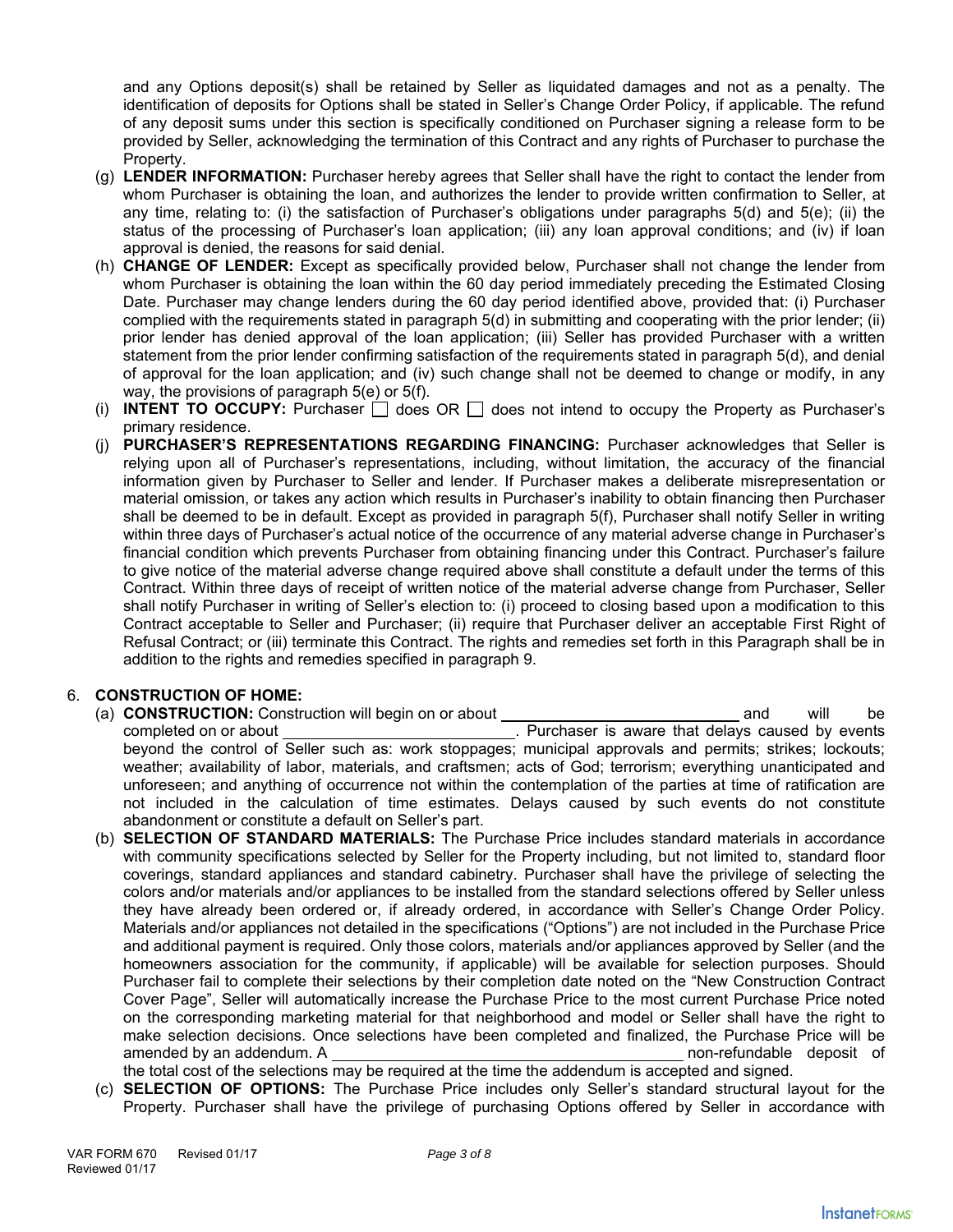and any Options deposit(s) shall be retained by Seller as liquidated damages and not as a penalty. The identification of deposits for Options shall be stated in Seller's Change Order Policy, if applicable. The refund of any deposit sums under this section is specifically conditioned on Purchaser signing a release form to be provided by Seller, acknowledging the termination of this Contract and any rights of Purchaser to purchase the Property.

(g) **LENDER INFORMATION:** Purchaser hereby agrees that Seller shall have the right to contact the lender from whom Purchaser is obtaining the loan, and authorizes the lender to provide written confirmation to Seller, at any time, relating to: (i) the satisfaction of Purchaser's obligations under paragraphs 5(d) and 5(e); (ii) the status of the processing of Purchaser's loan application; (iii) any loan approval conditions; and (iv) if loan approval is denied, the reasons for said denial.

(h) **CHANGE OF LENDER:** Except as specifically provided below, Purchaser shall not change the lender from whom Purchaser is obtaining the loan within the 60 day period immediately preceding the Estimated Closing Date. Purchaser may change lenders during the 60 day period identified above, provided that: (i) Purchaser complied with the requirements stated in paragraph 5(d) in submitting and cooperating with the prior lender; (ii) prior lender has denied approval of the loan application; (iii) Seller has provided Purchaser with a written statement from the prior lender confirming satisfaction of the requirements stated in paragraph 5(d), and denial of approval for the loan application; and (iv) such change shall not be deemed to change or modify, in any way, the provisions of paragraph 5(e) or 5(f).

(i) **INTENT TO OCCUPY:** Purchaser ☐ does OR ☐ does not intend to occupy the Property as Purchaser's primary residence.

(j) **PURCHASER'S REPRESENTATIONS REGARDING FINANCING:** Purchaser acknowledges that Seller is relying upon all of Purchaser's representations, including, without limitation, the accuracy of the financial information given by Purchaser to Seller and lender. If Purchaser makes a deliberate misrepresentation or material omission, or takes any action which results in Purchaser's inability to obtain financing then Purchaser shall be deemed to be in default. Except as provided in paragraph 5(f), Purchaser shall notify Seller in writing within three days of Purchaser's actual notice of the occurrence of any material adverse change in Purchaser's financial condition which prevents Purchaser from obtaining financing under this Contract. Purchaser's failure to give notice of the material adverse change required above shall constitute a default under the terms of this Contract. Within three days of receipt of written notice of the material adverse change from Purchaser, Seller shall notify Purchaser in writing of Seller's election to: (i) proceed to closing based upon a modification to this Contract acceptable to Seller and Purchaser; (ii) require that Purchaser deliver an acceptable First Right of Refusal Contract; or (iii) terminate this Contract. The rights and remedies set forth in this Paragraph shall be in addition to the rights and remedies specified in paragraph 9.

6. **CONSTRUCTION OF HOME:**

(a) **CONSTRUCTION:** Construction will begin on or about ____________________________ and will be completed on or about ____________________________. Purchaser is aware that delays caused by events beyond the control of Seller such as: work stoppages; municipal approvals and permits; strikes; lockouts; weather; availability of labor, materials, and craftsmen; acts of God; terrorism; everything unanticipated and unforeseen; and anything of occurrence not within the contemplation of the parties at time of ratification are not included in the calculation of time estimates. Delays caused by such events do not constitute abandonment or constitute a default on Seller's part.

(b) **SELECTION OF STANDARD MATERIALS:** The Purchase Price includes standard materials in accordance with community specifications selected by Seller for the Property including, but not limited to, standard floor coverings, standard appliances and standard cabinetry. Purchaser shall have the privilege of selecting the colors and/or materials and/or appliances to be installed from the standard selections offered by Seller unless they have already been ordered or, if already ordered, in accordance with Seller's Change Order Policy. Materials and/or appliances not detailed in the specifications ("Options") are not included in the Purchase Price and additional payment is required. Only those colors, materials and/or appliances approved by Seller (and the homeowners association for the community, if applicable) will be available for selection purposes. Should Purchaser fail to complete their selections by their completion date noted on the "New Construction Contract Cover Page", Seller will automatically increase the Purchase Price to the most current Purchase Price noted on the corresponding marketing material for that neighborhood and model or Seller shall have the right to make selection decisions. Once selections have been completed and finalized, the Purchase Price will be amended by an addendum. A ________________________________________ non-refundable deposit of the total cost of the selections may be required at the time the addendum is accepted and signed.

(c) **SELECTION OF OPTIONS:** The Purchase Price includes only Seller's standard structural layout for the Property. Purchaser shall have the privilege of purchasing Options offered by Seller in accordance with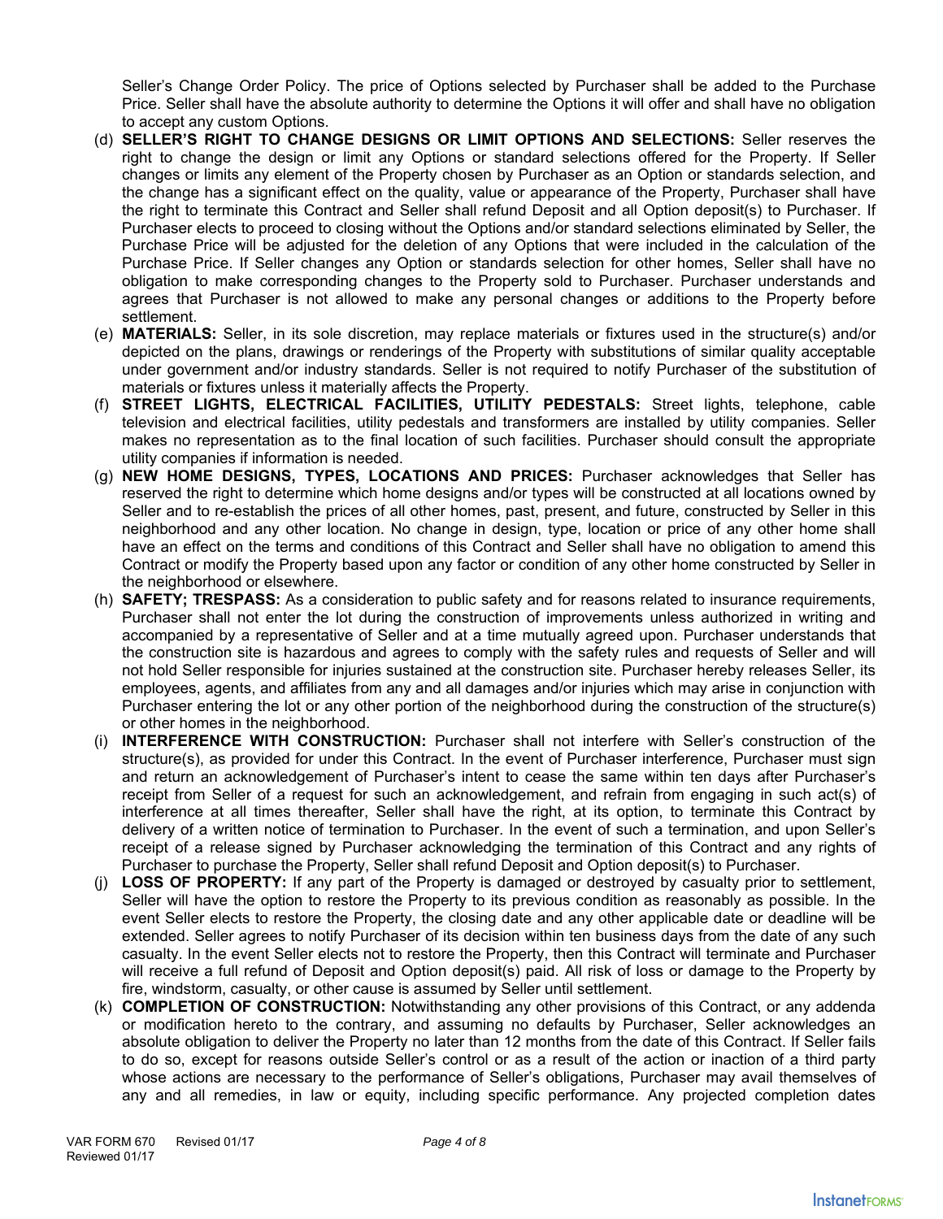Seller's Change Order Policy. The price of Options selected by Purchaser shall be added to the Purchase Price. Seller shall have the absolute authority to determine the Options it will offer and shall have no obligation to accept any custom Options.

(d) **SELLER'S RIGHT TO CHANGE DESIGNS OR LIMIT OPTIONS AND SELECTIONS:** Seller reserves the right to change the design or limit any Options or standard selections offered for the Property. If Seller changes or limits any element of the Property chosen by Purchaser as an Option or standards selection, and the change has a significant effect on the quality, value or appearance of the Property, Purchaser shall have the right to terminate this Contract and Seller shall refund Deposit and all Option deposit(s) to Purchaser. If Purchaser elects to proceed to closing without the Options and/or standard selections eliminated by Seller, the Purchase Price will be adjusted for the deletion of any Options that were included in the calculation of the Purchase Price. If Seller changes any Option or standards selection for other homes, Seller shall have no obligation to make corresponding changes to the Property sold to Purchaser. Purchaser understands and agrees that Purchaser is not allowed to make any personal changes or additions to the Property before settlement.

(e) **MATERIALS:** Seller, in its sole discretion, may replace materials or fixtures used in the structure(s) and/or depicted on the plans, drawings or renderings of the Property with substitutions of similar quality acceptable under government and/or industry standards. Seller is not required to notify Purchaser of the substitution of materials or fixtures unless it materially affects the Property.

(f) **STREET LIGHTS, ELECTRICAL FACILITIES, UTILITY PEDESTALS:** Street lights, telephone, cable television and electrical facilities, utility pedestals and transformers are installed by utility companies. Seller makes no representation as to the final location of such facilities. Purchaser should consult the appropriate utility companies if information is needed.

(g) **NEW HOME DESIGNS, TYPES, LOCATIONS AND PRICES:** Purchaser acknowledges that Seller has reserved the right to determine which home designs and/or types will be constructed at all locations owned by Seller and to re-establish the prices of all other homes, past, present, and future, constructed by Seller in this neighborhood and any other location. No change in design, type, location or price of any other home shall have an effect on the terms and conditions of this Contract and Seller shall have no obligation to amend this Contract or modify the Property based upon any factor or condition of any other home constructed by Seller in the neighborhood or elsewhere.

(h) **SAFETY; TRESPASS:** As a consideration to public safety and for reasons related to insurance requirements, Purchaser shall not enter the lot during the construction of improvements unless authorized in writing and accompanied by a representative of Seller and at a time mutually agreed upon. Purchaser understands that the construction site is hazardous and agrees to comply with the safety rules and requests of Seller and will not hold Seller responsible for injuries sustained at the construction site. Purchaser hereby releases Seller, its employees, agents, and affiliates from any and all damages and/or injuries which may arise in conjunction with Purchaser entering the lot or any other portion of the neighborhood during the construction of the structure(s) or other homes in the neighborhood.

(i) **INTERFERENCE WITH CONSTRUCTION:** Purchaser shall not interfere with Seller's construction of the structure(s), as provided for under this Contract. In the event of Purchaser interference, Purchaser must sign and return an acknowledgement of Purchaser's intent to cease the same within ten days after Purchaser's receipt from Seller of a request for such an acknowledgement, and refrain from engaging in such act(s) of interference at all times thereafter, Seller shall have the right, at its option, to terminate this Contract by delivery of a written notice of termination to Purchaser. In the event of such a termination, and upon Seller's receipt of a release signed by Purchaser acknowledging the termination of this Contract and any rights of Purchaser to purchase the Property, Seller shall refund Deposit and Option deposit(s) to Purchaser.

(j) **LOSS OF PROPERTY:** If any part of the Property is damaged or destroyed by casualty prior to settlement, Seller will have the option to restore the Property to its previous condition as reasonably as possible. In the event Seller elects to restore the Property, the closing date and any other applicable date or deadline will be extended. Seller agrees to notify Purchaser of its decision within ten business days from the date of any such casualty. In the event Seller elects not to restore the Property, then this Contract will terminate and Purchaser will receive a full refund of Deposit and Option deposit(s) paid. All risk of loss or damage to the Property by fire, windstorm, casualty, or other cause is assumed by Seller until settlement.

(k) **COMPLETION OF CONSTRUCTION:** Notwithstanding any other provisions of this Contract, or any addenda or modification hereto to the contrary, and assuming no defaults by Purchaser, Seller acknowledges an absolute obligation to deliver the Property no later than 12 months from the date of this Contract. If Seller fails to do so, except for reasons outside Seller's control or as a result of the action or inaction of a third party whose actions are necessary to the performance of Seller's obligations, Purchaser may avail themselves of any and all remedies, in law or equity, including specific performance. Any projected completion dates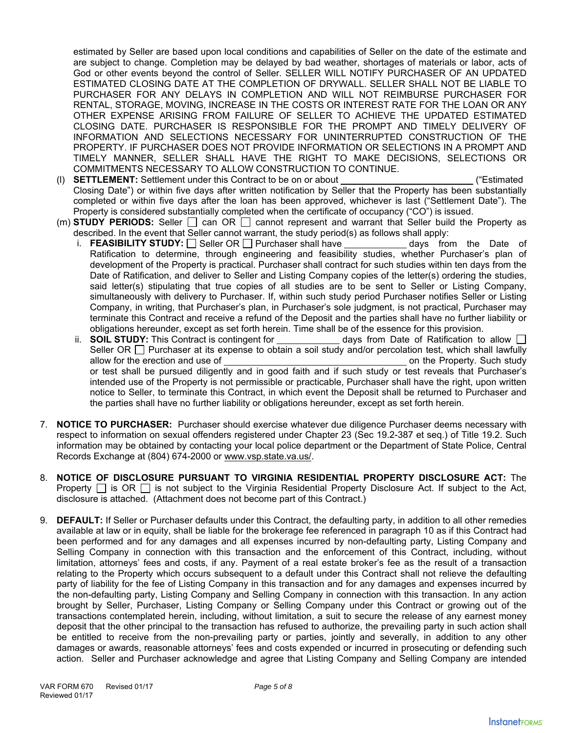estimated by Seller are based upon local conditions and capabilities of Seller on the date of the estimate and are subject to change. Completion may be delayed by bad weather, shortages of materials or labor, acts of God or other events beyond the control of Seller. SELLER WILL NOTIFY PURCHASER OF AN UPDATED ESTIMATED CLOSING DATE AT THE COMPLETION OF DRYWALL. SELLER SHALL NOT BE LIABLE TO PURCHASER FOR ANY DELAYS IN COMPLETION AND WILL NOT REIMBURSE PURCHASER FOR RENTAL, STORAGE, MOVING, INCREASE IN THE COSTS OR INTEREST RATE FOR THE LOAN OR ANY OTHER EXPENSE ARISING FROM FAILURE OF SELLER TO ACHIEVE THE UPDATED ESTIMATED CLOSING DATE. PURCHASER IS RESPONSIBLE FOR THE PROMPT AND TIMELY DELIVERY OF INFORMATION AND SELECTIONS NECESSARY FOR UNINTERRUPTED CONSTRUCTION OF THE PROPERTY. IF PURCHASER DOES NOT PROVIDE INFORMATION OR SELECTIONS IN A PROMPT AND TIMELY MANNER, SELLER SHALL HAVE THE RIGHT TO MAKE DECISIONS, SELECTIONS OR COMMITMENTS NECESSARY TO ALLOW CONSTRUCTION TO CONTINUE.

(l) **SETTLEMENT:** Settlement under this Contract to be on or about __________________________ ("Estimated Closing Date") or within five days after written notification by Seller that the Property has been substantially completed or within five days after the loan has been approved, whichever is last ("Settlement Date"). The Property is considered substantially completed when the certificate of occupancy ("CO") is issued.

(m) **STUDY PERIODS:** Seller ☐ can OR ☐ cannot represent and warrant that Seller build the Property as described. In the event that Seller cannot warrant, the study period(s) as follows shall apply:

i. **FEASIBILITY STUDY:** ☐ Seller OR ☐ Purchaser shall have ____________ days from the Date of Ratification to determine, through engineering and feasibility studies, whether Purchaser's plan of development of the Property is practical. Purchaser shall contract for such studies within ten days from the Date of Ratification, and deliver to Seller and Listing Company copies of the letter(s) ordering the studies, said letter(s) stipulating that true copies of all studies are to be sent to Seller or Listing Company, simultaneously with delivery to Purchaser. If, within such study period Purchaser notifies Seller or Listing Company, in writing, that Purchaser's plan, in Purchaser's sole judgment, is not practical, Purchaser may terminate this Contract and receive a refund of the Deposit and the parties shall have no further liability or obligations hereunder, except as set forth herein. Time shall be of the essence for this provision.

ii. **SOIL STUDY:** This Contract is contingent for ____________ days from Date of Ratification to allow ☐ Seller OR ☐ Purchaser at its expense to obtain a soil study and/or percolation test, which shall lawfully allow for the erection and use of ____________________________________ on the Property. Such study or test shall be pursued diligently and in good faith and if such study or test reveals that Purchaser's intended use of the Property is not permissible or practicable, Purchaser shall have the right, upon written notice to Seller, to terminate this Contract, in which event the Deposit shall be returned to Purchaser and the parties shall have no further liability or obligations hereunder, except as set forth herein.

7. **NOTICE TO PURCHASER:** Purchaser should exercise whatever due diligence Purchaser deems necessary with respect to information on sexual offenders registered under Chapter 23 (Sec 19.2-387 et seq.) of Title 19.2. Such information may be obtained by contacting your local police department or the Department of State Police, Central Records Exchange at (804) 674-2000 or www.vsp.state.va.us/.

8. **NOTICE OF DISCLOSURE PURSUANT TO VIRGINIA RESIDENTIAL PROPERTY DISCLOSURE ACT:** The Property ☐ is OR ☐ is not subject to the Virginia Residential Property Disclosure Act. If subject to the Act, disclosure is attached. (Attachment does not become part of this Contract.)

9. **DEFAULT:** If Seller or Purchaser defaults under this Contract, the defaulting party, in addition to all other remedies available at law or in equity, shall be liable for the brokerage fee referenced in paragraph 10 as if this Contract had been performed and for any damages and all expenses incurred by non-defaulting party, Listing Company and Selling Company in connection with this transaction and the enforcement of this Contract, including, without limitation, attorneys' fees and costs, if any. Payment of a real estate broker's fee as the result of a transaction relating to the Property which occurs subsequent to a default under this Contract shall not relieve the defaulting party of liability for the fee of Listing Company in this transaction and for any damages and expenses incurred by the non-defaulting party, Listing Company and Selling Company in connection with this transaction. In any action brought by Seller, Purchaser, Listing Company or Selling Company under this Contract or growing out of the transactions contemplated herein, including, without limitation, a suit to secure the release of any earnest money deposit that the other principal to the transaction has refused to authorize, the prevailing party in such action shall be entitled to receive from the non-prevailing party or parties, jointly and severally, in addition to any other damages or awards, reasonable attorneys' fees and costs expended or incurred in prosecuting or defending such action. Seller and Purchaser acknowledge and agree that Listing Company and Selling Company are intended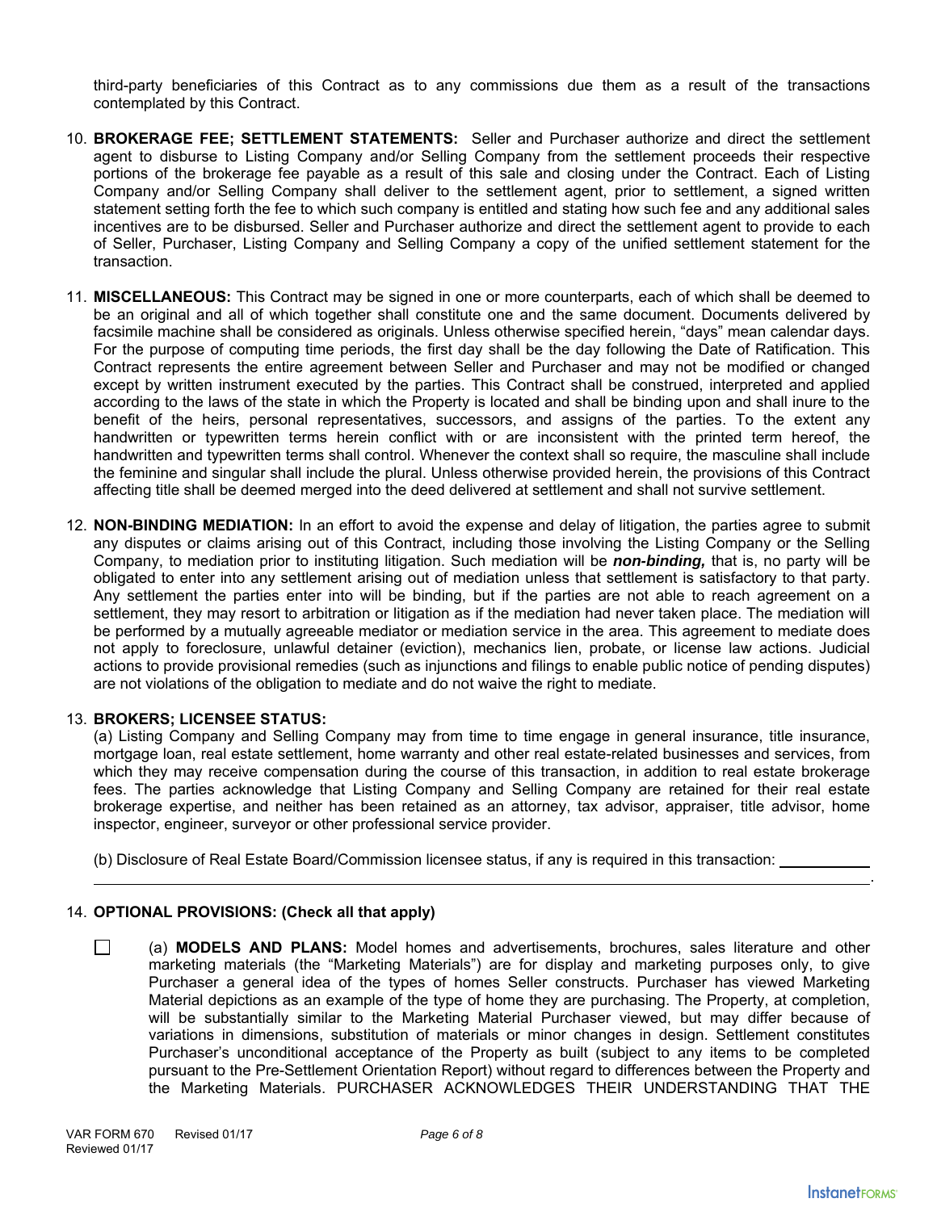third-party beneficiaries of this Contract as to any commissions due them as a result of the transactions contemplated by this Contract.

10. **BROKERAGE FEE; SETTLEMENT STATEMENTS:** Seller and Purchaser authorize and direct the settlement agent to disburse to Listing Company and/or Selling Company from the settlement proceeds their respective portions of the brokerage fee payable as a result of this sale and closing under the Contract. Each of Listing Company and/or Selling Company shall deliver to the settlement agent, prior to settlement, a signed written statement setting forth the fee to which such company is entitled and stating how such fee and any additional sales incentives are to be disbursed. Seller and Purchaser authorize and direct the settlement agent to provide to each of Seller, Purchaser, Listing Company and Selling Company a copy of the unified settlement statement for the transaction.

11. **MISCELLANEOUS:** This Contract may be signed in one or more counterparts, each of which shall be deemed to be an original and all of which together shall constitute one and the same document. Documents delivered by facsimile machine shall be considered as originals. Unless otherwise specified herein, "days" mean calendar days. For the purpose of computing time periods, the first day shall be the day following the Date of Ratification. This Contract represents the entire agreement between Seller and Purchaser and may not be modified or changed except by written instrument executed by the parties. This Contract shall be construed, interpreted and applied according to the laws of the state in which the Property is located and shall be binding upon and shall inure to the benefit of the heirs, personal representatives, successors, and assigns of the parties. To the extent any handwritten or typewritten terms herein conflict with or are inconsistent with the printed term hereof, the handwritten and typewritten terms shall control. Whenever the context shall so require, the masculine shall include the feminine and singular shall include the plural. Unless otherwise provided herein, the provisions of this Contract affecting title shall be deemed merged into the deed delivered at settlement and shall not survive settlement.

12. **NON-BINDING MEDIATION:** In an effort to avoid the expense and delay of litigation, the parties agree to submit any disputes or claims arising out of this Contract, including those involving the Listing Company or the Selling Company, to mediation prior to instituting litigation. Such mediation will be ***non-binding,*** that is, no party will be obligated to enter into any settlement arising out of mediation unless that settlement is satisfactory to that party. Any settlement the parties enter into will be binding, but if the parties are not able to reach agreement on a settlement, they may resort to arbitration or litigation as if the mediation had never taken place. The mediation will be performed by a mutually agreeable mediator or mediation service in the area. This agreement to mediate does not apply to foreclosure, unlawful detainer (eviction), mechanics lien, probate, or license law actions. Judicial actions to provide provisional remedies (such as injunctions and filings to enable public notice of pending disputes) are not violations of the obligation to mediate and do not waive the right to mediate.

13. **BROKERS; LICENSEE STATUS:**

    (a) Listing Company and Selling Company may from time to time engage in general insurance, title insurance, mortgage loan, real estate settlement, home warranty and other real estate-related businesses and services, from which they may receive compensation during the course of this transaction, in addition to real estate brokerage fees. The parties acknowledge that Listing Company and Selling Company are retained for their real estate brokerage expertise, and neither has been retained as an attorney, tax advisor, appraiser, title advisor, home inspector, engineer, surveyor or other professional service provider.

    (b) Disclosure of Real Estate Board/Commission licensee status, if any is required in this transaction: ____________
    ______________________________________________________________________________.

14. **OPTIONAL PROVISIONS: (Check all that apply)**

    ☐ (a) **MODELS AND PLANS:** Model homes and advertisements, brochures, sales literature and other marketing materials (the "Marketing Materials") are for display and marketing purposes only, to give Purchaser a general idea of the types of homes Seller constructs. Purchaser has viewed Marketing Material depictions as an example of the type of home they are purchasing. The Property, at completion, will be substantially similar to the Marketing Material Purchaser viewed, but may differ because of variations in dimensions, substitution of materials or minor changes in design. Settlement constitutes Purchaser's unconditional acceptance of the Property as built (subject to any items to be completed pursuant to the Pre-Settlement Orientation Report) without regard to differences between the Property and the Marketing Materials. PURCHASER ACKNOWLEDGES THEIR UNDERSTANDING THAT THE

VAR FORM 670 Revised 01/17
Reviewed 01/17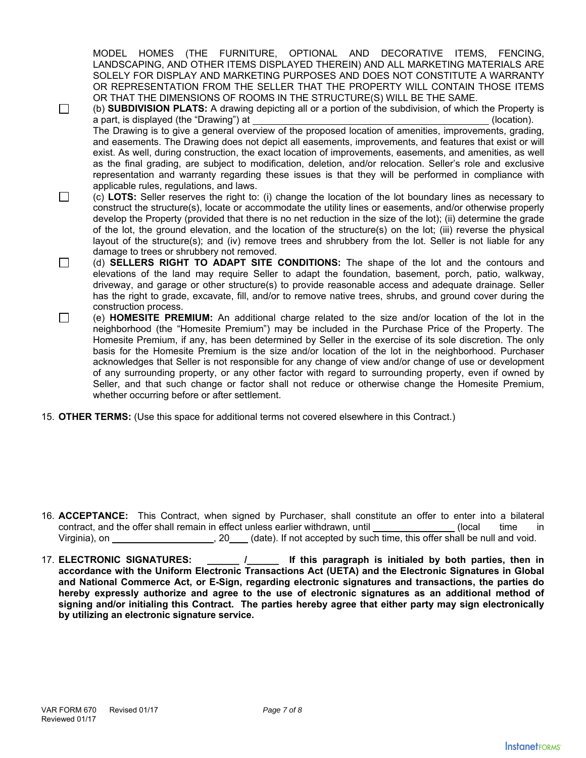MODEL HOMES (THE FURNITURE, OPTIONAL AND DECORATIVE ITEMS, FENCING, LANDSCAPING, AND OTHER ITEMS DISPLAYED THEREIN) AND ALL MARKETING MATERIALS ARE SOLELY FOR DISPLAY AND MARKETING PURPOSES AND DOES NOT CONSTITUTE A WARRANTY OR REPRESENTATION FROM THE SELLER THAT THE PROPERTY WILL CONTAIN THOSE ITEMS OR THAT THE DIMENSIONS OF ROOMS IN THE STRUCTURE(S) WILL BE THE SAME.

☐ (b) **SUBDIVISION PLATS:** A drawing depicting all or a portion of the subdivision, of which the Property is a part, is displayed (the "Drawing") at ______________________________________________ (location). The Drawing is to give a general overview of the proposed location of amenities, improvements, grading, and easements. The Drawing does not depict all easements, improvements, and features that exist or will exist. As well, during construction, the exact location of improvements, easements, and amenities, as well as the final grading, are subject to modification, deletion, and/or relocation. Seller's role and exclusive representation and warranty regarding these issues is that they will be performed in compliance with applicable rules, regulations, and laws.

☐ (c) **LOTS:** Seller reserves the right to: (i) change the location of the lot boundary lines as necessary to construct the structure(s), locate or accommodate the utility lines or easements, and/or otherwise properly develop the Property (provided that there is no net reduction in the size of the lot); (ii) determine the grade of the lot, the ground elevation, and the location of the structure(s) on the lot; (iii) reverse the physical layout of the structure(s); and (iv) remove trees and shrubbery from the lot. Seller is not liable for any damage to trees or shrubbery not removed.

☐ (d) **SELLERS RIGHT TO ADAPT SITE CONDITIONS:** The shape of the lot and the contours and elevations of the land may require Seller to adapt the foundation, basement, porch, patio, walkway, driveway, and garage or other structure(s) to provide reasonable access and adequate drainage. Seller has the right to grade, excavate, fill, and/or to remove native trees, shrubs, and ground cover during the construction process.

☐ (e) **HOMESITE PREMIUM:** An additional charge related to the size and/or location of the lot in the neighborhood (the "Homesite Premium") may be included in the Purchase Price of the Property. The Homesite Premium, if any, has been determined by Seller in the exercise of its sole discretion. The only basis for the Homesite Premium is the size and/or location of the lot in the neighborhood. Purchaser acknowledges that Seller is not responsible for any change of view and/or change of use or development of any surrounding property, or any other factor with regard to surrounding property, even if owned by Seller, and that such change or factor shall not reduce or otherwise change the Homesite Premium, whether occurring before or after settlement.

15. **OTHER TERMS:** (Use this space for additional terms not covered elsewhere in this Contract.)

16. **ACCEPTANCE:** This Contract, when signed by Purchaser, shall constitute an offer to enter into a bilateral contract, and the offer shall remain in effect unless earlier withdrawn, until ________________ (local time in Virginia), on ____________________, 20____ (date). If not accepted by such time, this offer shall be null and void.

17. **ELECTRONIC SIGNATURES: ______ /______ If this paragraph is initialed by both parties, then in accordance with the Uniform Electronic Transactions Act (UETA) and the Electronic Signatures in Global and National Commerce Act, or E-Sign, regarding electronic signatures and transactions, the parties do hereby expressly authorize and agree to the use of electronic signatures as an additional method of signing and/or initialing this Contract. The parties hereby agree that either party may sign electronically by utilizing an electronic signature service.**

VAR FORM 670 Revised 01/17
Reviewed 01/17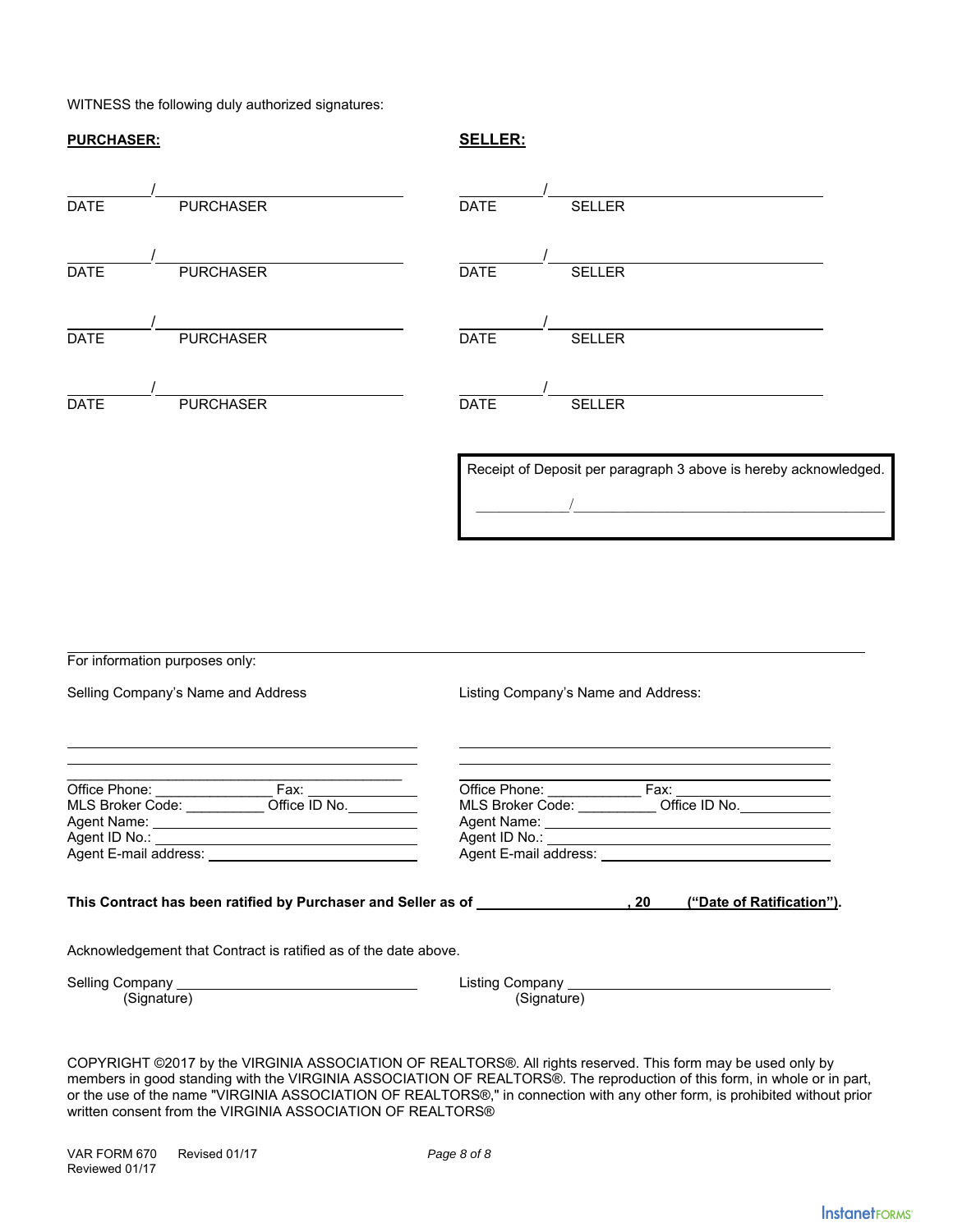WITNESS the following duly authorized signatures:

| **PURCHASER:** | **SELLER:** |
|---|---|
| ___________/_______________________ | ___________/_______________________ |
| DATE PURCHASER | DATE SELLER |
| ___________/_______________________ | ___________/_______________________ |
| DATE PURCHASER | DATE SELLER |
| ___________/_______________________ | ___________/_______________________ |
| DATE PURCHASER | DATE SELLER |
| ___________/_______________________ | ___________/_______________________ |
| DATE PURCHASER | DATE SELLER |

Receipt of Deposit per paragraph 3 above is hereby acknowledged.

___________/_______________________

For information purposes only:

| Selling Company's Name and Address | Listing Company's Name and Address: |
|---|---|
| _______________________ | _______________________ |
| _______________________ | _______________________ |
| _______________________ | _______________________ |
| Office Phone: ______________ Fax: ______________ | Office Phone: ______________ Fax: ______________ |
| MLS Broker Code: __________ Office ID No. __________ | MLS Broker Code: __________ Office ID No. __________ |
| Agent Name: _______________________ | Agent Name: _______________________ |
| Agent ID No.: _______________________ | Agent ID No.: _______________________ |
| Agent E-mail address: _______________________ | Agent E-mail address: _______________________ |

**This Contract has been ratified by Purchaser and Seller as of __________________, 20 ____ ("Date of Ratification").**

Acknowledgement that Contract is ratified as of the date above.

Selling Company _______________________
(Signature)

Listing Company _______________________
(Signature)

COPYRIGHT ©2017 by the VIRGINIA ASSOCIATION OF REALTORS®. All rights reserved. This form may be used only by members in good standing with the VIRGINIA ASSOCIATION OF REALTORS®. The reproduction of this form, in whole or in part, or the use of the name "VIRGINIA ASSOCIATION OF REALTORS®," in connection with any other form, is prohibited without prior written consent from the VIRGINIA ASSOCIATION OF REALTORS®

VAR FORM 670 Revised 01/17
Reviewed 01/17